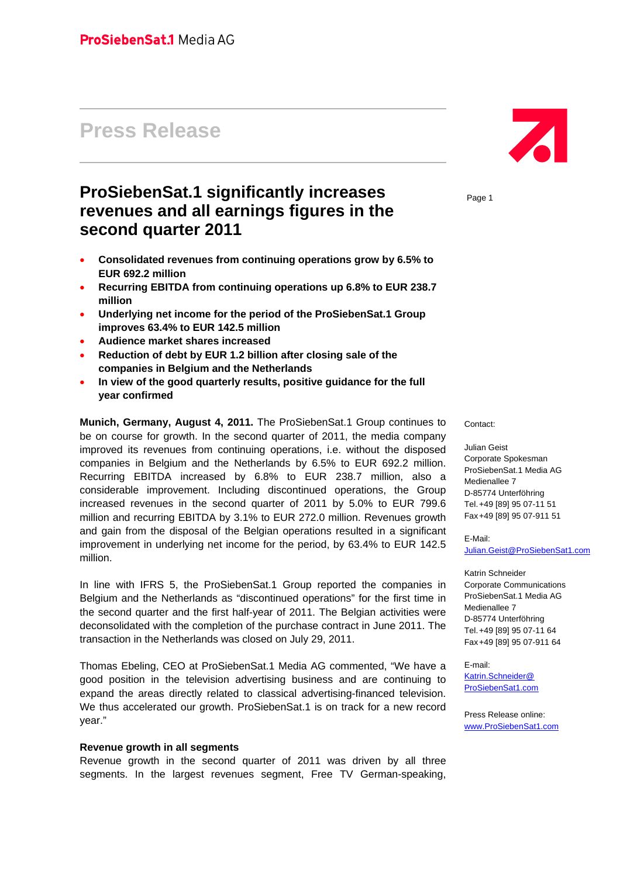ProSiebenSat.1 Media AG

# Press Release

## ProSiebenSat.1 significantly increases revenues and all earnings figures in the second quarter 2011

- **Consolidated revenues from continuing operations grow by 6.5% to EUR 692.2 million**
- **Recurring EBITDA from continuing operations up 6.8% to EUR 238.7 million**
- **Underlying net income for the period of the ProSiebenSat.1 Group improves 63.4% to EUR 142.5 million**
- **Audience market shares increased**
- **Reduction of debt by EUR 1.2 billion after closing sale of the companies in Belgium and the Netherlands**
- **In view of the good quarterly results, positive guidance for the full year confirmed**

**Munich, Germany, August 4, 2011.** The ProSiebenSat.1 Group continues to be on course for growth. In the second quarter of 2011, the media company improved its revenues from continuing operations, i.e. without the disposed companies in Belgium and the Netherlands by 6.5% to EUR 692.2 million. Recurring EBITDA increased by 6.8% to EUR 238.7 million, also a considerable improvement. Including discontinued operations, the Group increased revenues in the second quarter of 2011 by 5.0% to EUR 799.6 million and recurring EBITDA by 3.1% to EUR 272.0 million. Revenues growth and gain from the disposal of the Belgian operations resulted in a significant improvement in underlying net income for the period, by 63.4% to EUR 142.5 million.

In line with IFRS 5, the ProSiebenSat.1 Group reported the companies in Belgium and the Netherlands as "discontinued operations" for the first time in the second quarter and the first half-year of 2011. The Belgian activities were deconsolidated with the completion of the purchase contract in June 2011. The transaction in the Netherlands was closed on July 29, 2011.

Thomas Ebeling, CEO at ProSiebenSat.1 Media AG commented, "We have a good position in the television advertising business and are continuing to expand the areas directly related to classical advertising-financed television. We thus accelerated our growth. ProSiebenSat.1 is on track for a new record year."

**Revenue growth in all segments**

Revenue growth in the second quarter of 2011 was driven by all three segments. In the largest revenues segment, Free TV German-speaking,

Contact:

Julian Geist
Corporate Spokesman
ProSiebenSat.1 Media AG
Medienallee 7
D-85774 Unterföhring
Tel. +49 [89] 95 07-11 51
Fax +49 [89] 95 07-911 51

E-Mail:
Julian.Geist@ProSiebenSat1.com

Katrin Schneider
Corporate Communications
ProSiebenSat.1 Media AG
Medienallee 7
D-85774 Unterföhring
Tel. +49 [89] 95 07-11 64
Fax +49 [89] 95 07-911 64

E-mail:
Katrin.Schneider@ProSiebenSat1.com

Press Release online:
www.ProSiebenSat1.com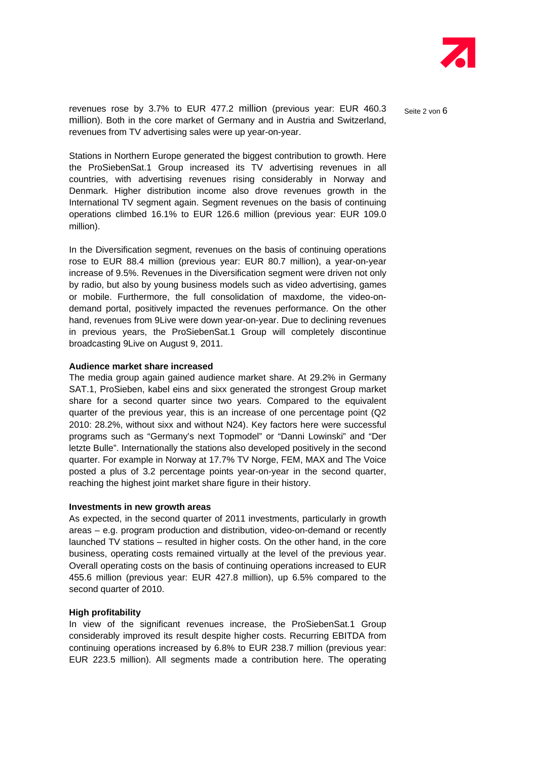revenues rose by 3.7% to EUR 477.2 million (previous year: EUR 460.3 million). Both in the core market of Germany and in Austria and Switzerland, revenues from TV advertising sales were up year-on-year.

Stations in Northern Europe generated the biggest contribution to growth. Here the ProSiebenSat.1 Group increased its TV advertising revenues in all countries, with advertising revenues rising considerably in Norway and Denmark. Higher distribution income also drove revenues growth in the International TV segment again. Segment revenues on the basis of continuing operations climbed 16.1% to EUR 126.6 million (previous year: EUR 109.0 million).

In the Diversification segment, revenues on the basis of continuing operations rose to EUR 88.4 million (previous year: EUR 80.7 million), a year-on-year increase of 9.5%. Revenues in the Diversification segment were driven not only by radio, but also by young business models such as video advertising, games or mobile. Furthermore, the full consolidation of maxdome, the video-on-demand portal, positively impacted the revenues performance. On the other hand, revenues from 9Live were down year-on-year. Due to declining revenues in previous years, the ProSiebenSat.1 Group will completely discontinue broadcasting 9Live on August 9, 2011.

**Audience market share increased**

The media group again gained audience market share. At 29.2% in Germany SAT.1, ProSieben, kabel eins and sixx generated the strongest Group market share for a second quarter since two years. Compared to the equivalent quarter of the previous year, this is an increase of one percentage point (Q2 2010: 28.2%, without sixx and without N24). Key factors here were successful programs such as “Germany's next Topmodel” or “Danni Lowinski” and “Der letzte Bulle”. Internationally the stations also developed positively in the second quarter. For example in Norway at 17.7% TV Norge, FEM, MAX and The Voice posted a plus of 3.2 percentage points year-on-year in the second quarter, reaching the highest joint market share figure in their history.

**Investments in new growth areas**

As expected, in the second quarter of 2011 investments, particularly in growth areas – e.g. program production and distribution, video-on-demand or recently launched TV stations – resulted in higher costs. On the other hand, in the core business, operating costs remained virtually at the level of the previous year. Overall operating costs on the basis of continuing operations increased to EUR 455.6 million (previous year: EUR 427.8 million), up 6.5% compared to the second quarter of 2010.

**High profitability**

In view of the significant revenues increase, the ProSiebenSat.1 Group considerably improved its result despite higher costs. Recurring EBITDA from continuing operations increased by 6.8% to EUR 238.7 million (previous year: EUR 223.5 million). All segments made a contribution here. The operating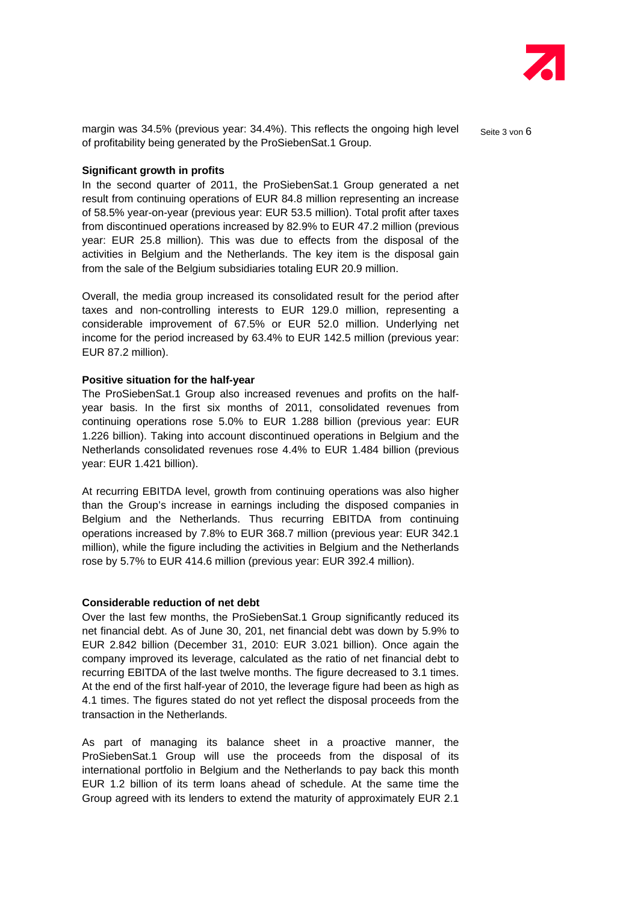margin was 34.5% (previous year: 34.4%). This reflects the ongoing high level of profitability being generated by the ProSiebenSat.1 Group.

**Significant growth in profits**

In the second quarter of 2011, the ProSiebenSat.1 Group generated a net result from continuing operations of EUR 84.8 million representing an increase of 58.5% year-on-year (previous year: EUR 53.5 million). Total profit after taxes from discontinued operations increased by 82.9% to EUR 47.2 million (previous year: EUR 25.8 million). This was due to effects from the disposal of the activities in Belgium and the Netherlands. The key item is the disposal gain from the sale of the Belgium subsidiaries totaling EUR 20.9 million.

Overall, the media group increased its consolidated result for the period after taxes and non-controlling interests to EUR 129.0 million, representing a considerable improvement of 67.5% or EUR 52.0 million. Underlying net income for the period increased by 63.4% to EUR 142.5 million (previous year: EUR 87.2 million).

**Positive situation for the half-year**

The ProSiebenSat.1 Group also increased revenues and profits on the half-year basis. In the first six months of 2011, consolidated revenues from continuing operations rose 5.0% to EUR 1.288 billion (previous year: EUR 1.226 billion). Taking into account discontinued operations in Belgium and the Netherlands consolidated revenues rose 4.4% to EUR 1.484 billion (previous year: EUR 1.421 billion).

At recurring EBITDA level, growth from continuing operations was also higher than the Group's increase in earnings including the disposed companies in Belgium and the Netherlands. Thus recurring EBITDA from continuing operations increased by 7.8% to EUR 368.7 million (previous year: EUR 342.1 million), while the figure including the activities in Belgium and the Netherlands rose by 5.7% to EUR 414.6 million (previous year: EUR 392.4 million).

**Considerable reduction of net debt**

Over the last few months, the ProSiebenSat.1 Group significantly reduced its net financial debt. As of June 30, 201, net financial debt was down by 5.9% to EUR 2.842 billion (December 31, 2010: EUR 3.021 billion). Once again the company improved its leverage, calculated as the ratio of net financial debt to recurring EBITDA of the last twelve months. The figure decreased to 3.1 times. At the end of the first half-year of 2010, the leverage figure had been as high as 4.1 times. The figures stated do not yet reflect the disposal proceeds from the transaction in the Netherlands.

As part of managing its balance sheet in a proactive manner, the ProSiebenSat.1 Group will use the proceeds from the disposal of its international portfolio in Belgium and the Netherlands to pay back this month EUR 1.2 billion of its term loans ahead of schedule. At the same time the Group agreed with its lenders to extend the maturity of approximately EUR 2.1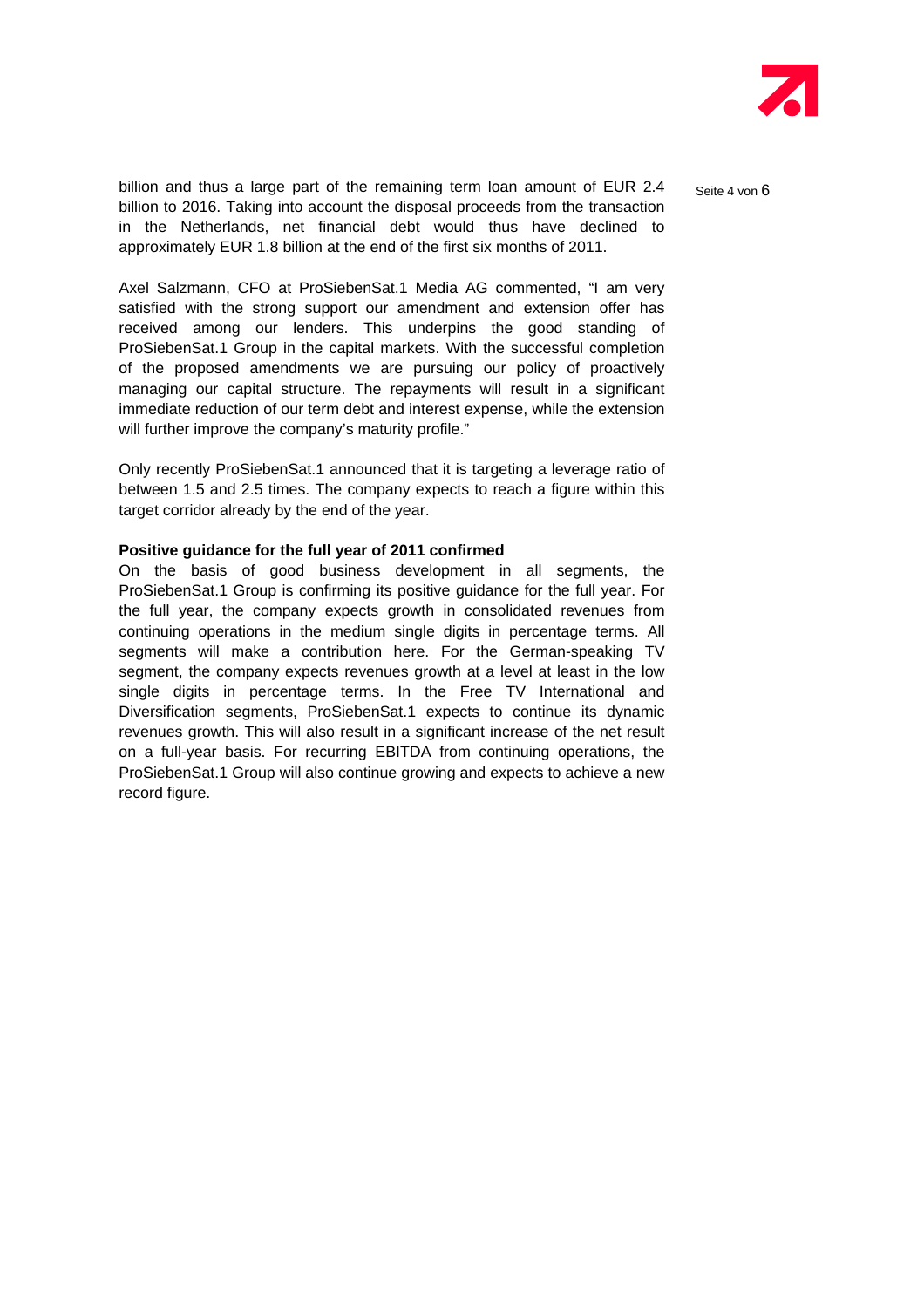billion and thus a large part of the remaining term loan amount of EUR 2.4 billion to 2016. Taking into account the disposal proceeds from the transaction in the Netherlands, net financial debt would thus have declined to approximately EUR 1.8 billion at the end of the first six months of 2011.

Axel Salzmann, CFO at ProSiebenSat.1 Media AG commented, "I am very satisfied with the strong support our amendment and extension offer has received among our lenders. This underpins the good standing of ProSiebenSat.1 Group in the capital markets. With the successful completion of the proposed amendments we are pursuing our policy of proactively managing our capital structure. The repayments will result in a significant immediate reduction of our term debt and interest expense, while the extension will further improve the company's maturity profile."

Only recently ProSiebenSat.1 announced that it is targeting a leverage ratio of between 1.5 and 2.5 times. The company expects to reach a figure within this target corridor already by the end of the year.

**Positive guidance for the full year of 2011 confirmed**

On the basis of good business development in all segments, the ProSiebenSat.1 Group is confirming its positive guidance for the full year. For the full year, the company expects growth in consolidated revenues from continuing operations in the medium single digits in percentage terms. All segments will make a contribution here. For the German-speaking TV segment, the company expects revenues growth at a level at least in the low single digits in percentage terms. In the Free TV International and Diversification segments, ProSiebenSat.1 expects to continue its dynamic revenues growth. This will also result in a significant increase of the net result on a full-year basis. For recurring EBITDA from continuing operations, the ProSiebenSat.1 Group will also continue growing and expects to achieve a new record figure.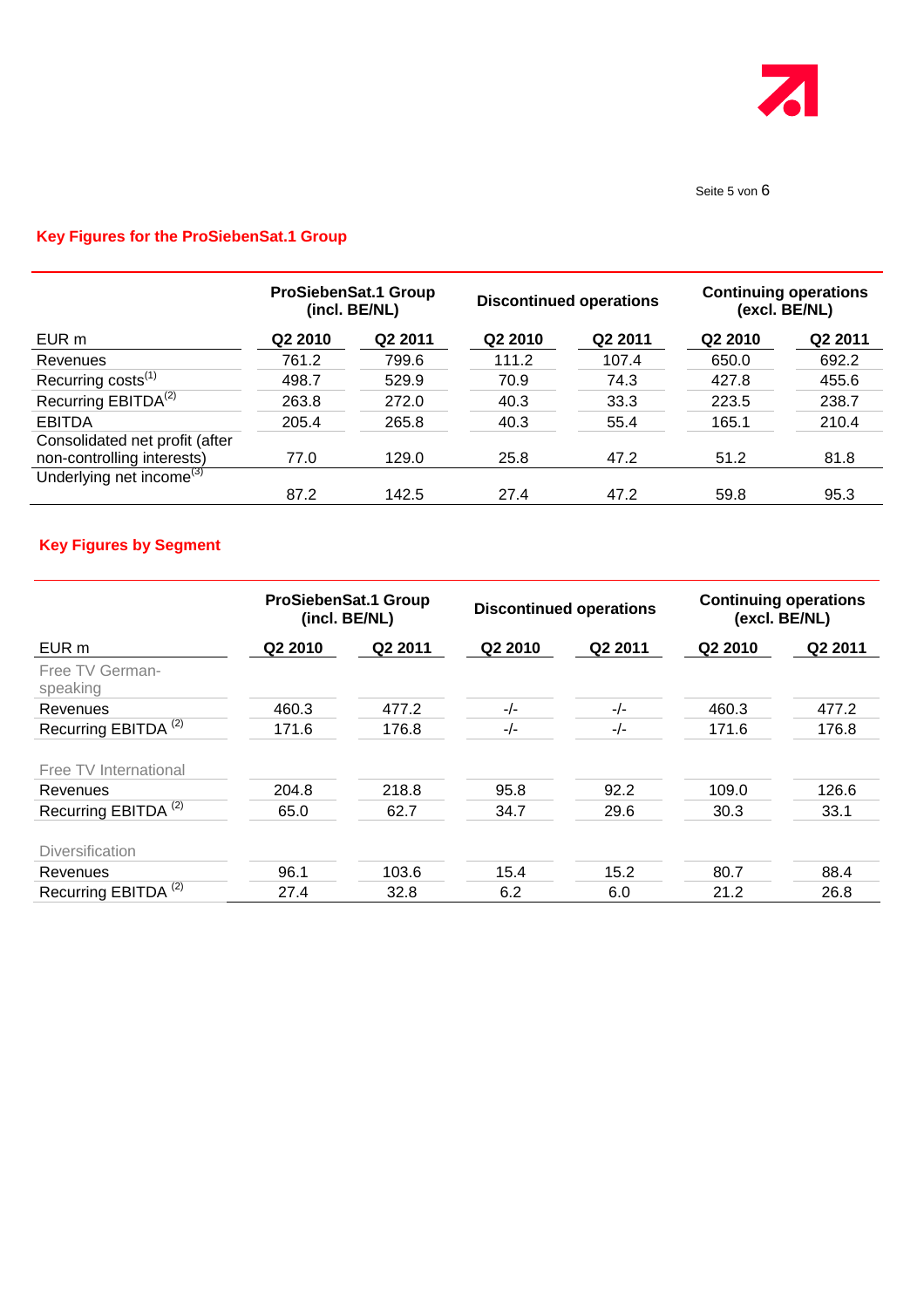## Key Figures for the ProSiebenSat.1 Group

| | ProSiebenSat.1 Group (incl. BE/NL) | | Discontinued operations | | Continuing operations (excl. BE/NL) | |
|---|---|---|---|---|---|---|
| EUR m | Q2 2010 | Q2 2011 | Q2 2010 | Q2 2011 | Q2 2010 | Q2 2011 |
| Revenues | 761.2 | 799.6 | 111.2 | 107.4 | 650.0 | 692.2 |
| Recurring costs[1] | 498.7 | 529.9 | 70.9 | 74.3 | 427.8 | 455.6 |
| Recurring EBITDA[2] | 263.8 | 272.0 | 40.3 | 33.3 | 223.5 | 238.7 |
| EBITDA | 205.4 | 265.8 | 40.3 | 55.4 | 165.1 | 210.4 |
| Consolidated net profit (after non-controlling interests) | 77.0 | 129.0 | 25.8 | 47.2 | 51.2 | 81.8 |
| Underlying net income[3] | 87.2 | 142.5 | 27.4 | 47.2 | 59.8 | 95.3 |

## Key Figures by Segment

| | ProSiebenSat.1 Group (incl. BE/NL) | | Discontinued operations | | Continuing operations (excl. BE/NL) | |
|---|---|---|---|---|---|---|
| EUR m | Q2 2010 | Q2 2011 | Q2 2010 | Q2 2011 | Q2 2010 | Q2 2011 |
| Free TV German-speaking | | | | | | |
| Revenues | 460.3 | 477.2 | -/- | -/- | 460.3 | 477.2 |
| Recurring EBITDA [2] | 171.6 | 176.8 | -/- | -/- | 171.6 | 176.8 |
| Free TV International | | | | | | |
| Revenues | 204.8 | 218.8 | 95.8 | 92.2 | 109.0 | 126.6 |
| Recurring EBITDA [2] | 65.0 | 62.7 | 34.7 | 29.6 | 30.3 | 33.1 |
| Diversification | | | | | | |
| Revenues | 96.1 | 103.6 | 15.4 | 15.2 | 80.7 | 88.4 |
| Recurring EBITDA [2] | 27.4 | 32.8 | 6.2 | 6.0 | 21.2 | 26.8 |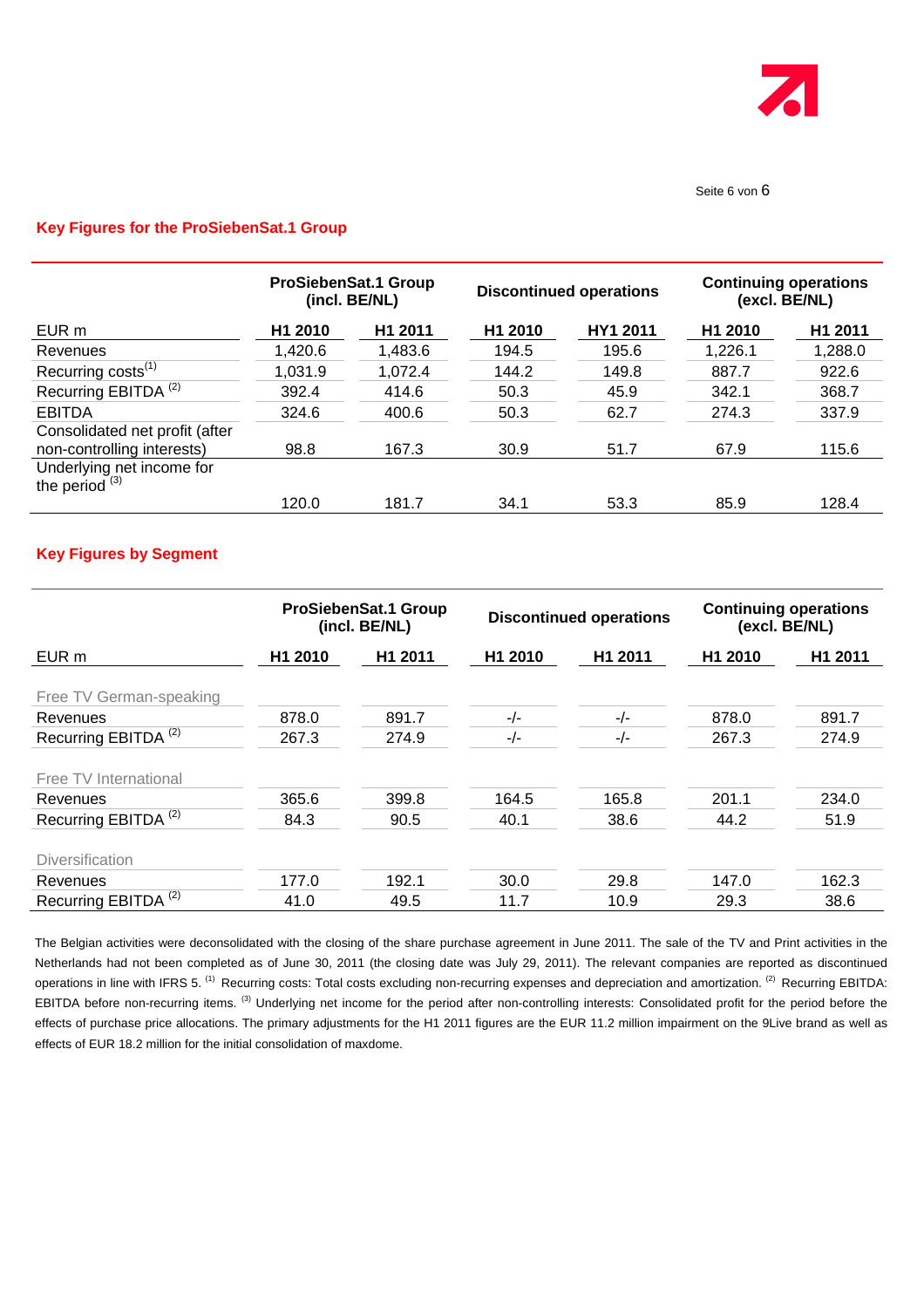## Key Figures for the ProSiebenSat.1 Group

| | ProSiebenSat.1 Group (incl. BE/NL) | | Discontinued operations | | Continuing operations (excl. BE/NL) | |
|---|---|---|---|---|---|---|
| EUR m | H1 2010 | H1 2011 | H1 2010 | HY1 2011 | H1 2010 | H1 2011 |
| Revenues | 1,420.6 | 1,483.6 | 194.5 | 195.6 | 1,226.1 | 1,288.0 |
| Recurring costs[1] | 1,031.9 | 1,072.4 | 144.2 | 149.8 | 887.7 | 922.6 |
| Recurring EBITDA [2] | 392.4 | 414.6 | 50.3 | 45.9 | 342.1 | 368.7 |
| EBITDA | 324.6 | 400.6 | 50.3 | 62.7 | 274.3 | 337.9 |
| Consolidated net profit (after non-controlling interests) | 98.8 | 167.3 | 30.9 | 51.7 | 67.9 | 115.6 |
| Underlying net income for the period [3] | 120.0 | 181.7 | 34.1 | 53.3 | 85.9 | 128.4 |

## Key Figures by Segment

| | ProSiebenSat.1 Group (incl. BE/NL) | | Discontinued operations | | Continuing operations (excl. BE/NL) | |
|---|---|---|---|---|---|---|
| EUR m | H1 2010 | H1 2011 | H1 2010 | H1 2011 | H1 2010 | H1 2011 |
| Free TV German-speaking | | | | | | |
| Revenues | 878.0 | 891.7 | -/- | -/- | 878.0 | 891.7 |
| Recurring EBITDA [2] | 267.3 | 274.9 | -/- | -/- | 267.3 | 274.9 |
| Free TV International | | | | | | |
| Revenues | 365.6 | 399.8 | 164.5 | 165.8 | 201.1 | 234.0 |
| Recurring EBITDA [2] | 84.3 | 90.5 | 40.1 | 38.6 | 44.2 | 51.9 |
| Diversification | | | | | | |
| Revenues | 177.0 | 192.1 | 30.0 | 29.8 | 147.0 | 162.3 |
| Recurring EBITDA [2] | 41.0 | 49.5 | 11.7 | 10.9 | 29.3 | 38.6 |

The Belgian activities were deconsolidated with the closing of the share purchase agreement in June 2011. The sale of the TV and Print activities in the Netherlands had not been completed as of June 30, 2011 (the closing date was July 29, 2011). The relevant companies are reported as discontinued operations in line with IFRS 5. [1] Recurring costs: Total costs excluding non-recurring expenses and depreciation and amortization. [2] Recurring EBITDA: EBITDA before non-recurring items. [3] Underlying net income for the period after non-controlling interests: Consolidated profit for the period before the effects of purchase price allocations. The primary adjustments for the H1 2011 figures are the EUR 11.2 million impairment on the 9Live brand as well as effects of EUR 18.2 million for the initial consolidation of maxdome.